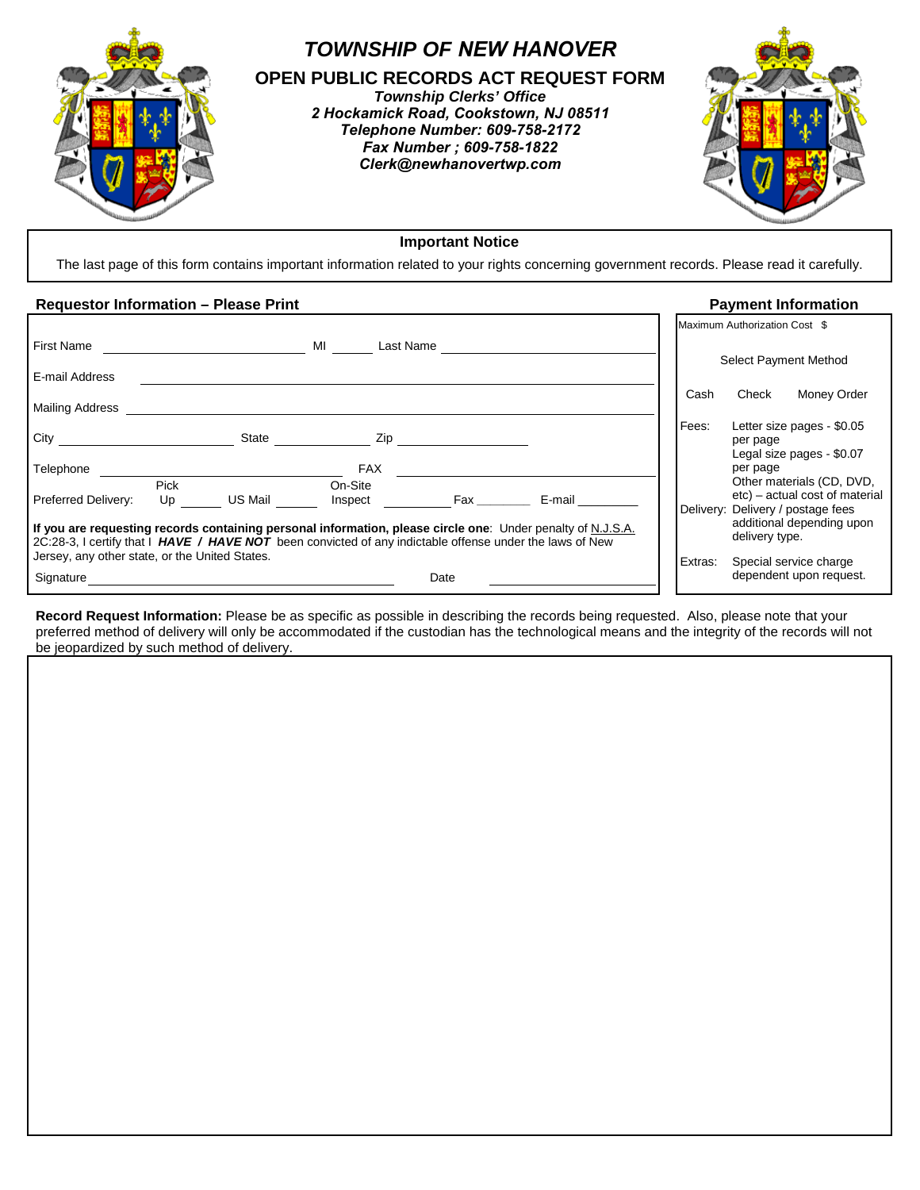# *TOWNSHIP OF NEW HANOVER*

## OPEN PUBLIC RECORDS ACT REQUEST FORM

***Township Clerks' Office***
***2 Hockamick Road, Cookstown, NJ 08511***
***Telephone Number: 609-758-2172***
***Fax Number ; 609-758-1822***
***Clerk@newhanovertwp.com***

---

**Important Notice**

The last page of this form contains important information related to your rights concerning government records. Please read it carefully.

---

### Requestor Information – Please Print

First Name ______________________ MI ______ Last Name ______________________

E-mail Address ______________________________________________

Mailing Address ______________________________________________

City ______________________ State ____________ Zip ________________

Telephone ______________________ FAX ______________________

Preferred Delivery: Pick Up ______ US Mail ______ On-Site Inspect __________ Fax ________ E-mail ________

**If you are requesting records containing personal information, please circle one**: Under penalty of N.J.S.A. 2C:28-3, I certify that I ***HAVE / HAVE NOT*** been convicted of any indictable offense under the laws of New Jersey, any other state, or the United States.

Signature ______________________________ Date ______________

### Payment Information

Maximum Authorization Cost $

Select Payment Method

Cash    Check    Money Order

Fees: Letter size pages - $0.05 per page
Legal size pages - $0.07 per page
Other materials (CD, DVD, etc) – actual cost of material

Delivery: Delivery / postage fees additional depending upon delivery type.

Extras: Special service charge dependent upon request.

---

**Record Request Information:** Please be as specific as possible in describing the records being requested. Also, please note that your preferred method of delivery will only be accommodated if the custodian has the technological means and the integrity of the records will not be jeopardized by such method of delivery.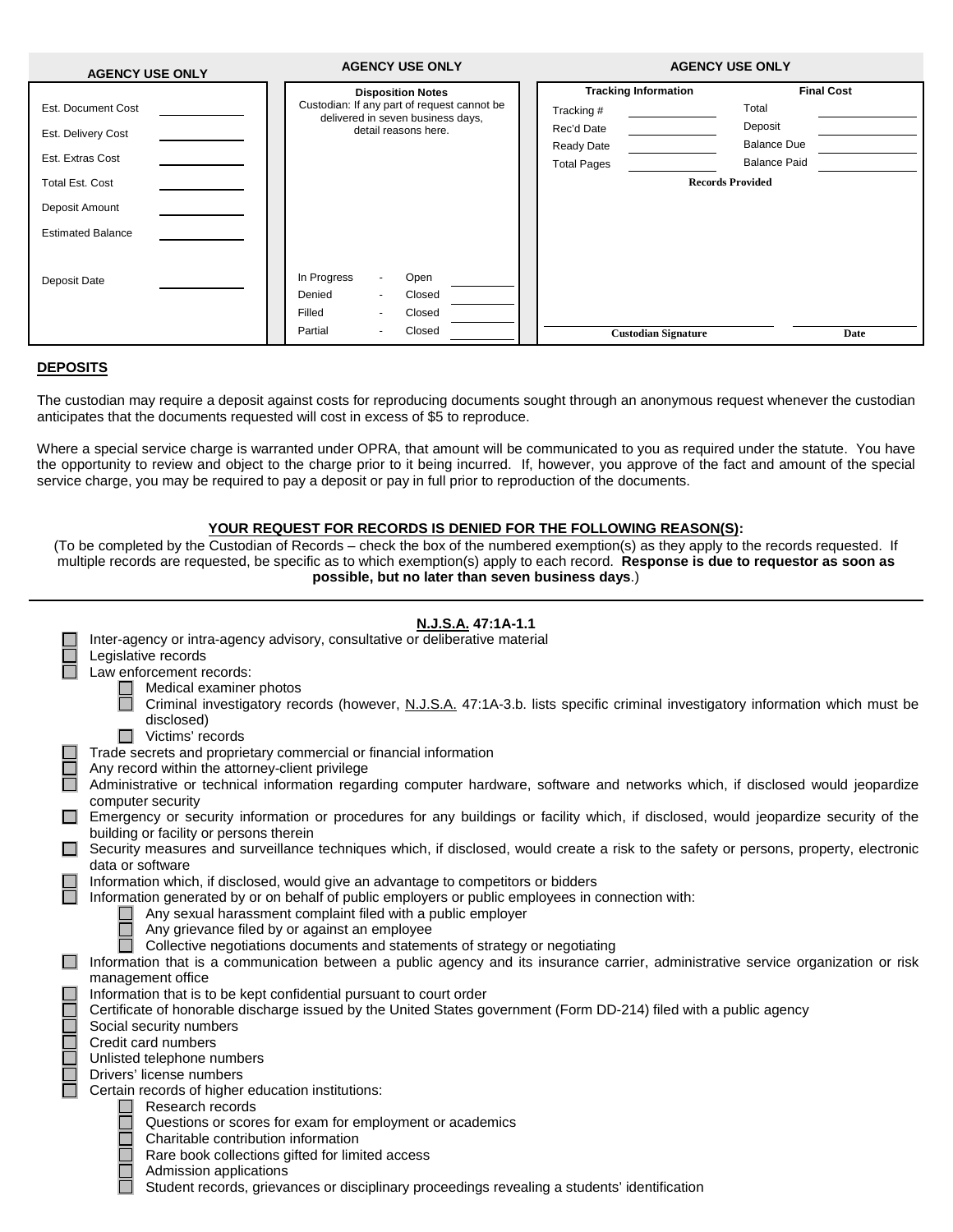| AGENCY USE ONLY | |
|---|---|
| Est. Document Cost | |
| Est. Delivery Cost | |
| Est. Extras Cost | |
| Total Est. Cost | |
| Deposit Amount | |
| Estimated Balance | |
| Deposit Date | |

**AGENCY USE ONLY**

**Disposition Notes**

Custodian: If any part of request cannot be delivered in seven business days, detail reasons here.

| | | | |
|---|---|---|---|
| In Progress | - | Open | |
| Denied | - | Closed | |
| Filled | - | Closed | |
| Partial | - | Closed | |

**AGENCY USE ONLY**

| Tracking Information | | Final Cost | |
|---|---|---|---|
| Tracking # | | Total | |
| Rec'd Date | | Deposit | |
| Ready Date | | Balance Due | |
| Total Pages | | Balance Paid | |

**Records Provided**

**Custodian Signature** **Date**

## DEPOSITS

The custodian may require a deposit against costs for reproducing documents sought through an anonymous request whenever the custodian anticipates that the documents requested will cost in excess of $5 to reproduce.

Where a special service charge is warranted under OPRA, that amount will be communicated to you as required under the statute. You have the opportunity to review and object to the charge prior to it being incurred. If, however, you approve of the fact and amount of the special service charge, you may be required to pay a deposit or pay in full prior to reproduction of the documents.

**YOUR REQUEST FOR RECORDS IS DENIED FOR THE FOLLOWING REASON(S):**

(To be completed by the Custodian of Records – check the box of the numbered exemption(s) as they apply to the records requested. If multiple records are requested, be specific as to which exemption(s) apply to each record. **Response is due to requestor as soon as possible, but no later than seven business days**.)

**N.J.S.A. 47:1A-1.1**

- ☐ Inter-agency or intra-agency advisory, consultative or deliberative material
- ☐ Legislative records
- ☐ Law enforcement records:
  - ☐ Medical examiner photos
  - ☐ Criminal investigatory records (however, N.J.S.A. 47:1A-3.b. lists specific criminal investigatory information which must be disclosed)
  - ☐ Victims' records
- ☐ Trade secrets and proprietary commercial or financial information
- ☐ Any record within the attorney-client privilege
- ☐ Administrative or technical information regarding computer hardware, software and networks which, if disclosed would jeopardize computer security
- ☐ Emergency or security information or procedures for any buildings or facility which, if disclosed, would jeopardize security of the building or facility or persons therein
- ☐ Security measures and surveillance techniques which, if disclosed, would create a risk to the safety or persons, property, electronic data or software
- ☐ Information which, if disclosed, would give an advantage to competitors or bidders
- ☐ Information generated by or on behalf of public employers or public employees in connection with:
  - ☐ Any sexual harassment complaint filed with a public employer
  - ☐ Any grievance filed by or against an employee
  - ☐ Collective negotiations documents and statements of strategy or negotiating
- ☐ Information that is a communication between a public agency and its insurance carrier, administrative service organization or risk management office
- ☐ Information that is to be kept confidential pursuant to court order
- ☐ Certificate of honorable discharge issued by the United States government (Form DD-214) filed with a public agency
- ☐ Social security numbers
- ☐ Credit card numbers
- ☐ Unlisted telephone numbers
- ☐ Drivers' license numbers
- ☐ Certain records of higher education institutions:
  - ☐ Research records
  - ☐ Questions or scores for exam for employment or academics
  - ☐ Charitable contribution information
  - ☐ Rare book collections gifted for limited access
  - ☐ Admission applications
  - ☐ Student records, grievances or disciplinary proceedings revealing a students' identification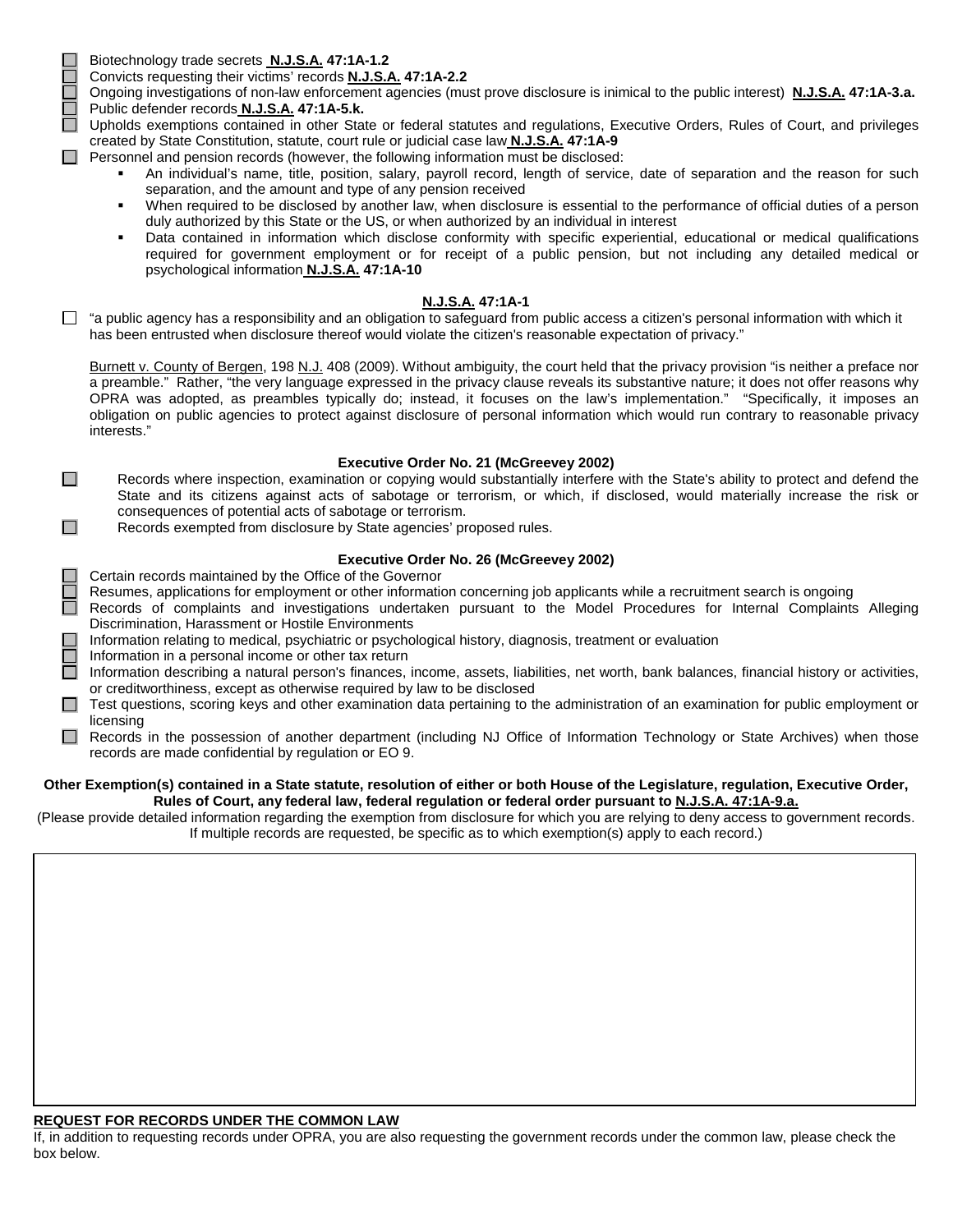- ☐ Biotechnology trade secrets **N.J.S.A. 47:1A-1.2**
- ☐ Convicts requesting their victims' records **N.J.S.A. 47:1A-2.2**
- ☐ Ongoing investigations of non-law enforcement agencies (must prove disclosure is inimical to the public interest) **N.J.S.A. 47:1A-3.a.**
- ☐ Public defender records **N.J.S.A. 47:1A-5.k.**
- ☐ Upholds exemptions contained in other State or federal statutes and regulations, Executive Orders, Rules of Court, and privileges created by State Constitution, statute, court rule or judicial case law **N.J.S.A. 47:1A-9**
- ☐ Personnel and pension records (however, the following information must be disclosed:
  - An individual's name, title, position, salary, payroll record, length of service, date of separation and the reason for such separation, and the amount and type of any pension received
  - When required to be disclosed by another law, when disclosure is essential to the performance of official duties of a person duly authorized by this State or the US, or when authorized by an individual in interest
  - Data contained in information which disclose conformity with specific experiential, educational or medical qualifications required for government employment or for receipt of a public pension, but not including any detailed medical or psychological information **N.J.S.A. 47:1A-10**

### N.J.S.A. 47:1A-1

☐ "a public agency has a responsibility and an obligation to safeguard from public access a citizen's personal information with which it has been entrusted when disclosure thereof would violate the citizen's reasonable expectation of privacy."

Burnett v. County of Bergen, 198 N.J. 408 (2009). Without ambiguity, the court held that the privacy provision "is neither a preface nor a preamble." Rather, "the very language expressed in the privacy clause reveals its substantive nature; it does not offer reasons why OPRA was adopted, as preambles typically do; instead, it focuses on the law's implementation." "Specifically, it imposes an obligation on public agencies to protect against disclosure of personal information which would run contrary to reasonable privacy interests."

### Executive Order No. 21 (McGreevey 2002)

- ☐ Records where inspection, examination or copying would substantially interfere with the State's ability to protect and defend the State and its citizens against acts of sabotage or terrorism, or which, if disclosed, would materially increase the risk or consequences of potential acts of sabotage or terrorism.
- ☐ Records exempted from disclosure by State agencies' proposed rules.

### Executive Order No. 26 (McGreevey 2002)

- ☐ Certain records maintained by the Office of the Governor
- ☐ Resumes, applications for employment or other information concerning job applicants while a recruitment search is ongoing
- ☐ Records of complaints and investigations undertaken pursuant to the Model Procedures for Internal Complaints Alleging Discrimination, Harassment or Hostile Environments
- ☐ Information relating to medical, psychiatric or psychological history, diagnosis, treatment or evaluation
- ☐ Information in a personal income or other tax return
- ☐ Information describing a natural person's finances, income, assets, liabilities, net worth, bank balances, financial history or activities, or creditworthiness, except as otherwise required by law to be disclosed
- ☐ Test questions, scoring keys and other examination data pertaining to the administration of an examination for public employment or licensing
- ☐ Records in the possession of another department (including NJ Office of Information Technology or State Archives) when those records are made confidential by regulation or EO 9.

**Other Exemption(s) contained in a State statute, resolution of either or both House of the Legislature, regulation, Executive Order, Rules of Court, any federal law, federal regulation or federal order pursuant to N.J.S.A. 47:1A-9.a.**

(Please provide detailed information regarding the exemption from disclosure for which you are relying to deny access to government records. If multiple records are requested, be specific as to which exemption(s) apply to each record.)

**REQUEST FOR RECORDS UNDER THE COMMON LAW**

If, in addition to requesting records under OPRA, you are also requesting the government records under the common law, please check the box below.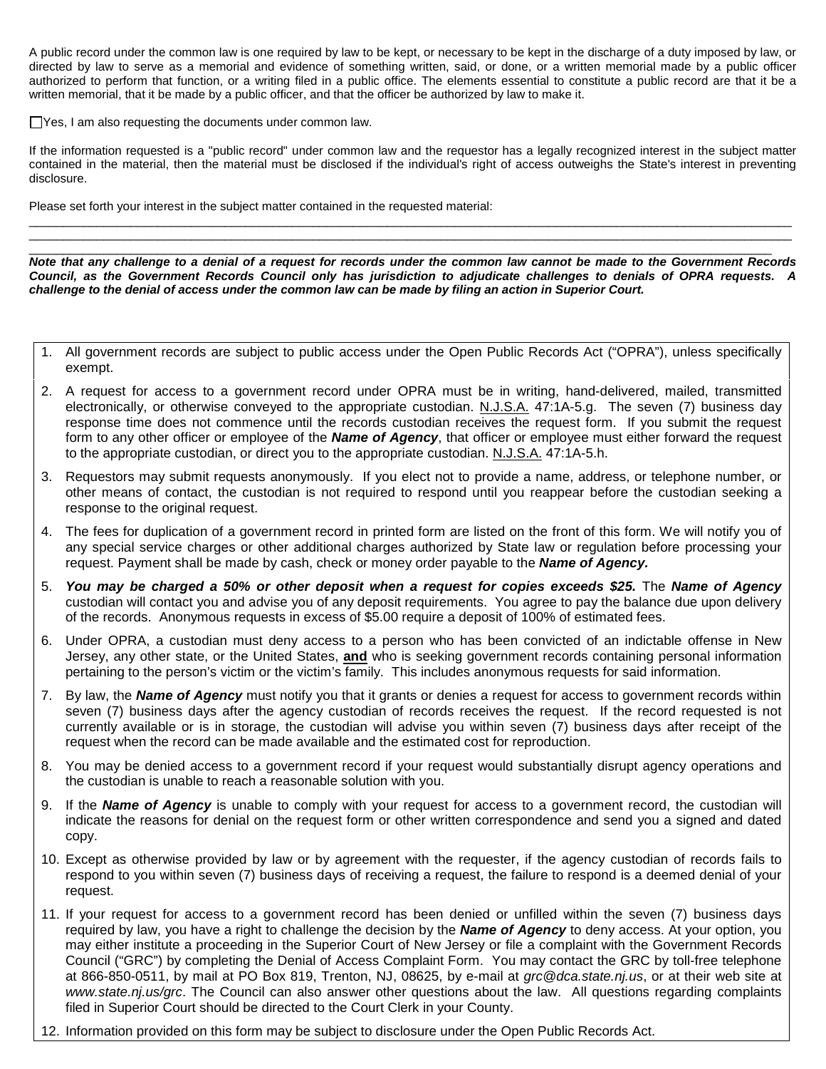A public record under the common law is one required by law to be kept, or necessary to be kept in the discharge of a duty imposed by law, or directed by law to serve as a memorial and evidence of something written, said, or done, or a written memorial made by a public officer authorized to perform that function, or a writing filed in a public office. The elements essential to constitute a public record are that it be a written memorial, that it be made by a public officer, and that the officer be authorized by law to make it.

☐ Yes, I am also requesting the documents under common law.

If the information requested is a "public record" under common law and the requestor has a legally recognized interest in the subject matter contained in the material, then the material must be disclosed if the individual's right of access outweighs the State's interest in preventing disclosure.

Please set forth your interest in the subject matter contained in the requested material:

\_\_\_\_\_\_\_\_\_\_\_\_\_\_\_\_\_\_\_\_\_\_\_\_\_\_\_\_\_\_\_\_\_\_\_\_\_\_\_\_\_\_\_\_\_\_\_\_\_\_\_\_\_\_\_\_\_\_\_\_\_\_\_\_\_\_\_\_\_\_\_\_\_\_\_\_

\_\_\_\_\_\_\_\_\_\_\_\_\_\_\_\_\_\_\_\_\_\_\_\_\_\_\_\_\_\_\_\_\_\_\_\_\_\_\_\_\_\_\_\_\_\_\_\_\_\_\_\_\_\_\_\_\_\_\_\_\_\_\_\_\_\_\_\_\_\_\_\_\_\_\_\_

\_\_\_\_\_\_\_\_\_\_\_\_\_\_\_\_\_\_\_\_\_\_\_\_\_\_\_\_\_\_\_\_\_\_\_\_\_\_\_\_\_\_\_\_\_\_\_\_\_\_\_\_\_\_\_\_\_\_\_\_\_\_\_\_\_\_\_\_\_\_\_\_\_\_\_\_

***Note that any challenge to a denial of a request for records under the common law cannot be made to the Government Records Council, as the Government Records Council only has jurisdiction to adjudicate challenges to denials of OPRA requests. A challenge to the denial of access under the common law can be made by filing an action in Superior Court.***

1. All government records are subject to public access under the Open Public Records Act ("OPRA"), unless specifically exempt.
2. A request for access to a government record under OPRA must be in writing, hand-delivered, mailed, transmitted electronically, or otherwise conveyed to the appropriate custodian. N.J.S.A. 47:1A-5.g. The seven (7) business day response time does not commence until the records custodian receives the request form. If you submit the request form to any other officer or employee of the ***Name of Agency***, that officer or employee must either forward the request to the appropriate custodian, or direct you to the appropriate custodian. N.J.S.A. 47:1A-5.h.
3. Requestors may submit requests anonymously. If you elect not to provide a name, address, or telephone number, or other means of contact, the custodian is not required to respond until you reappear before the custodian seeking a response to the original request.
4. The fees for duplication of a government record in printed form are listed on the front of this form. We will notify you of any special service charges or other additional charges authorized by State law or regulation before processing your request. Payment shall be made by cash, check or money order payable to the ***Name of Agency.***
5. ***You may be charged a 50% or other deposit when a request for copies exceeds $25.*** The ***Name of Agency*** custodian will contact you and advise you of any deposit requirements. You agree to pay the balance due upon delivery of the records. Anonymous requests in excess of $5.00 require a deposit of 100% of estimated fees.
6. Under OPRA, a custodian must deny access to a person who has been convicted of an indictable offense in New Jersey, any other state, or the United States, **and** who is seeking government records containing personal information pertaining to the person's victim or the victim's family. This includes anonymous requests for said information.
7. By law, the ***Name of Agency*** must notify you that it grants or denies a request for access to government records within seven (7) business days after the agency custodian of records receives the request. If the record requested is not currently available or is in storage, the custodian will advise you within seven (7) business days after receipt of the request when the record can be made available and the estimated cost for reproduction.
8. You may be denied access to a government record if your request would substantially disrupt agency operations and the custodian is unable to reach a reasonable solution with you.
9. If the ***Name of Agency*** is unable to comply with your request for access to a government record, the custodian will indicate the reasons for denial on the request form or other written correspondence and send you a signed and dated copy.
10. Except as otherwise provided by law or by agreement with the requester, if the agency custodian of records fails to respond to you within seven (7) business days of receiving a request, the failure to respond is a deemed denial of your request.
11. If your request for access to a government record has been denied or unfilled within the seven (7) business days required by law, you have a right to challenge the decision by the ***Name of Agency*** to deny access. At your option, you may either institute a proceeding in the Superior Court of New Jersey or file a complaint with the Government Records Council ("GRC") by completing the Denial of Access Complaint Form. You may contact the GRC by toll-free telephone at 866-850-0511, by mail at PO Box 819, Trenton, NJ, 08625, by e-mail at *grc@dca.state.nj.us*, or at their web site at *www.state.nj.us/grc*. The Council can also answer other questions about the law. All questions regarding complaints filed in Superior Court should be directed to the Court Clerk in your County.
12. Information provided on this form may be subject to disclosure under the Open Public Records Act.